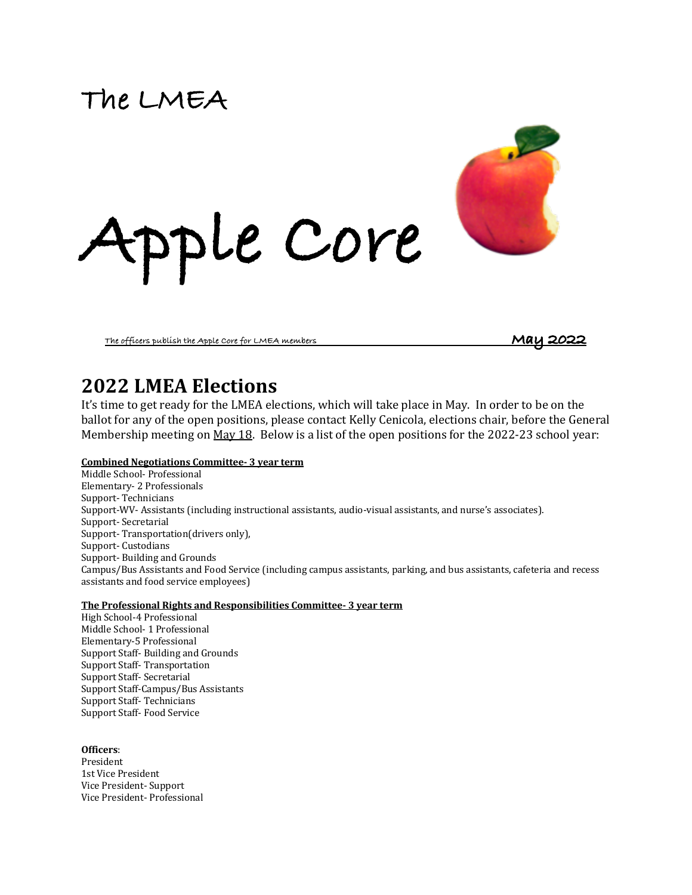# The LMEA

# Apple Core

The officers publish the Apple Core for LMEA members **May 2022**

## 2022 LMEA Elections

It's time to get ready for the LMEA elections, which will take place in May. In order to be on the ballot for any of the open positions, please contact Kelly Cenicola, elections chair, before the General Membership meeting on May 18. Below is a list of the open positions for the 2022-23 school year:

**Combined Negotiations Committee- 3 year term**

Middle School- Professional
Elementary- 2 Professionals
Support- Technicians
Support-WV- Assistants (including instructional assistants, audio-visual assistants, and nurse's associates).
Support- Secretarial
Support- Transportation(drivers only),
Support- Custodians
Support- Building and Grounds
Campus/Bus Assistants and Food Service (including campus assistants, parking, and bus assistants, cafeteria and recess assistants and food service employees)

**The Professional Rights and Responsibilities Committee- 3 year term**

High School-4 Professional
Middle School- 1 Professional
Elementary-5 Professional
Support Staff- Building and Grounds
Support Staff- Transportation
Support Staff- Secretarial
Support Staff-Campus/Bus Assistants
Support Staff- Technicians
Support Staff- Food Service

**Officers**:

President
1st Vice President
Vice President- Support
Vice President- Professional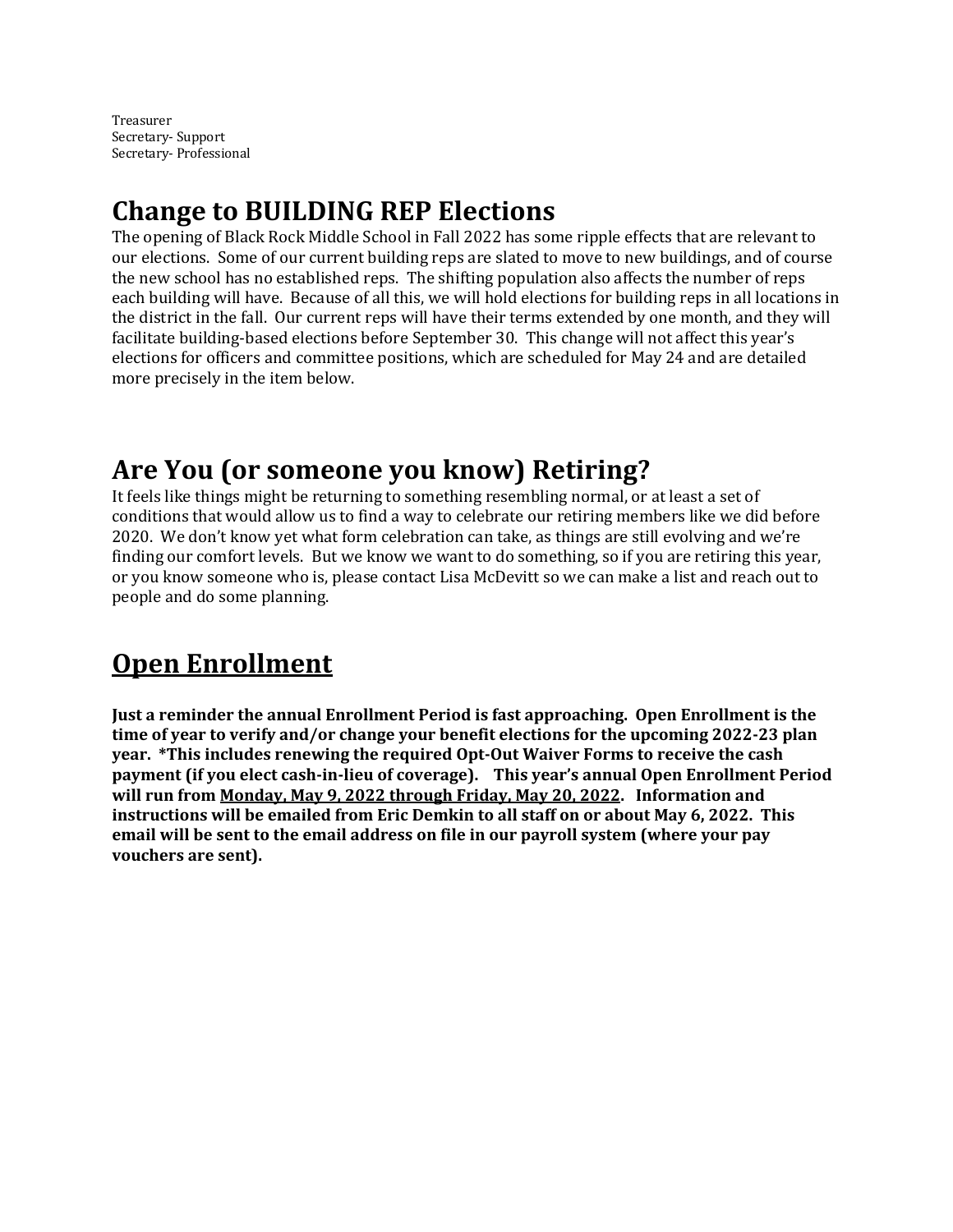Treasurer
Secretary- Support
Secretary- Professional

## Change to BUILDING REP Elections

The opening of Black Rock Middle School in Fall 2022 has some ripple effects that are relevant to our elections. Some of our current building reps are slated to move to new buildings, and of course the new school has no established reps. The shifting population also affects the number of reps each building will have. Because of all this, we will hold elections for building reps in all locations in the district in the fall. Our current reps will have their terms extended by one month, and they will facilitate building-based elections before September 30. This change will not affect this year's elections for officers and committee positions, which are scheduled for May 24 and are detailed more precisely in the item below.

## Are You (or someone you know) Retiring?

It feels like things might be returning to something resembling normal, or at least a set of conditions that would allow us to find a way to celebrate our retiring members like we did before 2020. We don't know yet what form celebration can take, as things are still evolving and we're finding our comfort levels. But we know we want to do something, so if you are retiring this year, or you know someone who is, please contact Lisa McDevitt so we can make a list and reach out to people and do some planning.

## <u>Open Enrollment</u>

**Just a reminder the annual Enrollment Period is fast approaching. Open Enrollment is the time of year to verify and/or change your benefit elections for the upcoming 2022-23 plan year. *This includes renewing the required Opt-Out Waiver Forms to receive the cash payment (if you elect cash-in-lieu of coverage). This year's annual Open Enrollment Period will run from <u>Monday, May 9, 2022 through Friday, May 20, 2022</u>. Information and instructions will be emailed from Eric Demkin to all staff on or about May 6, 2022. This email will be sent to the email address on file in our payroll system (where your pay vouchers are sent).**